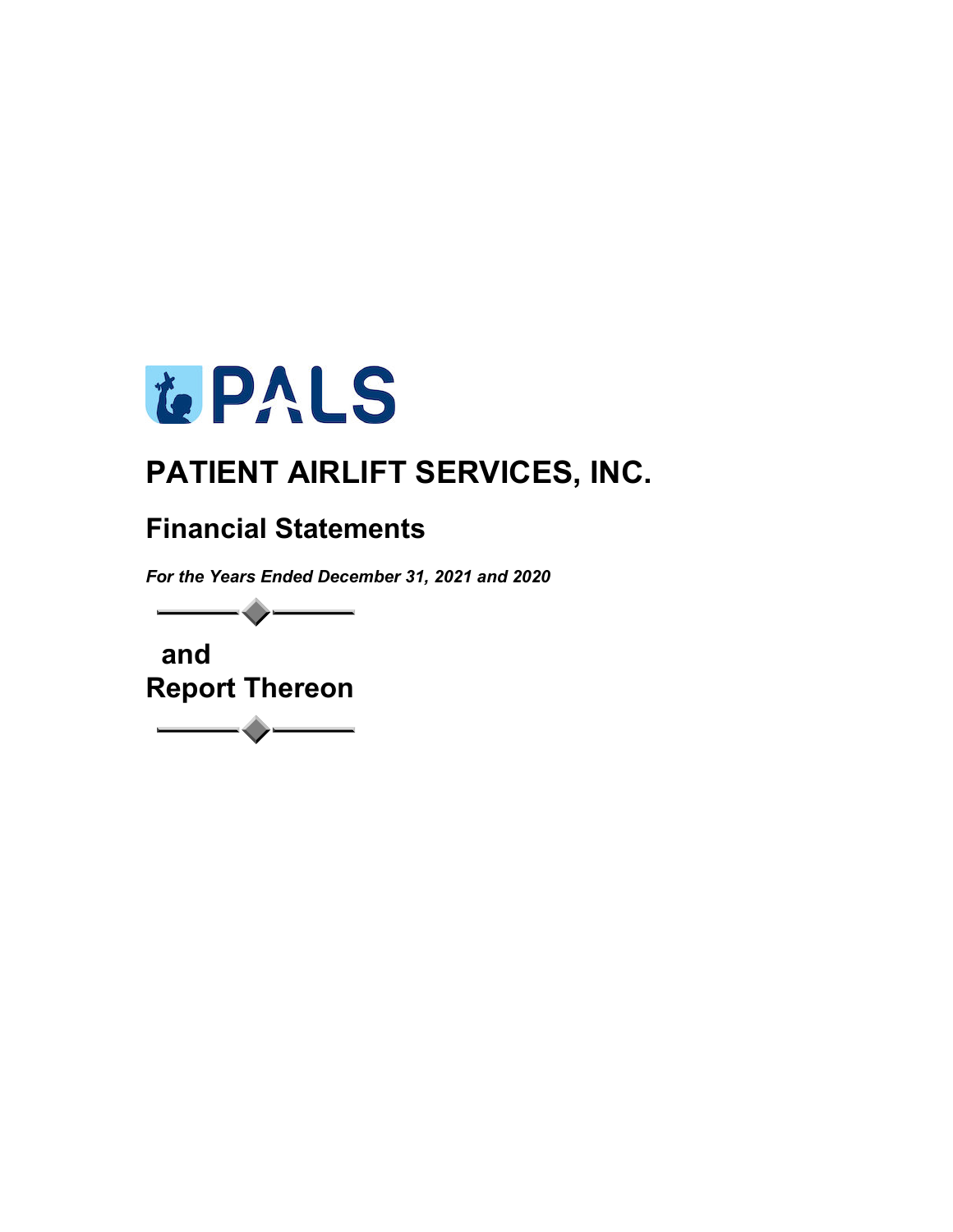PALS

# PATIENT AIRLIFT SERVICES, INC.

## Financial Statements

***For the Years Ended December 31, 2021 and 2020***

**and**
**Report Thereon**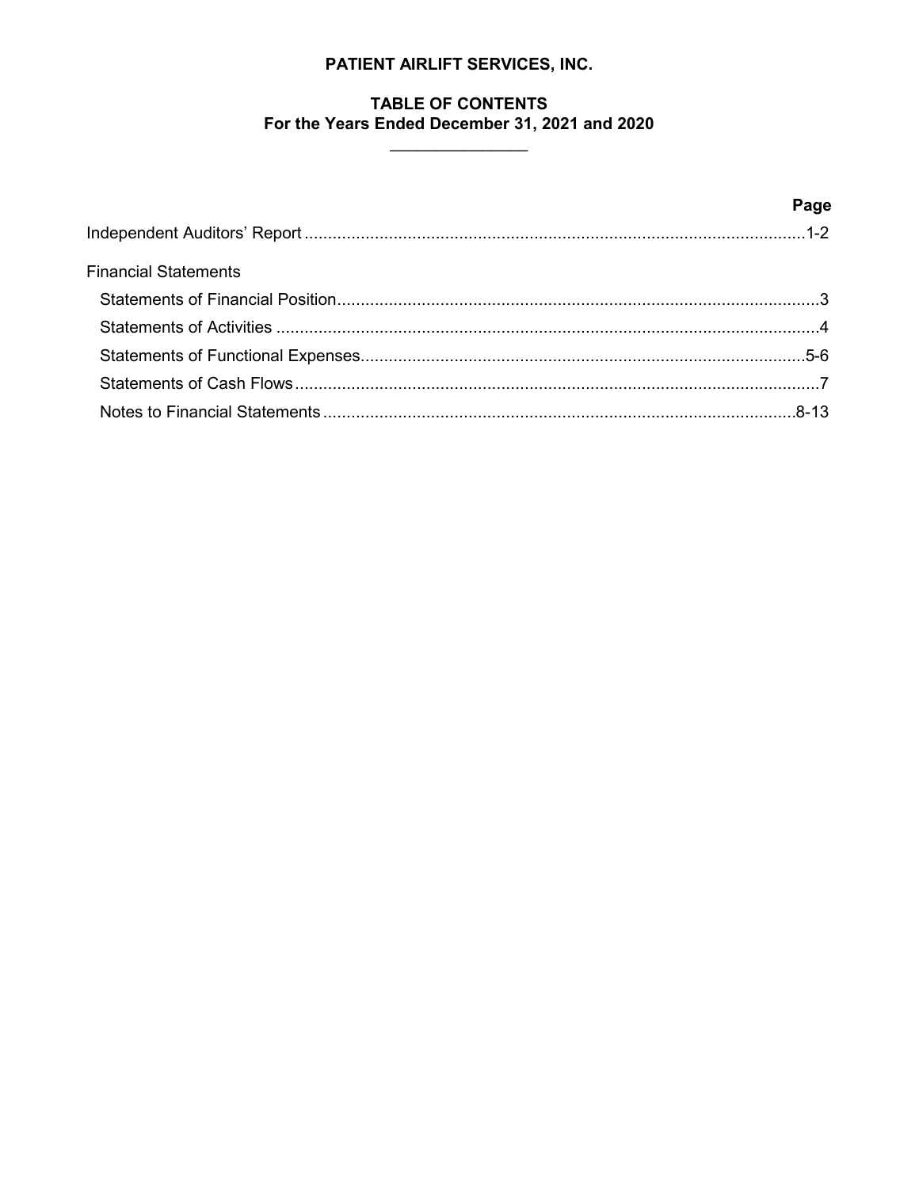# PATIENT AIRLIFT SERVICES, INC.

## TABLE OF CONTENTS
## For the Years Ended December 31, 2021 and 2020

| | Page |
|---|---|
| Independent Auditors' Report | 1-2 |
| **Financial Statements** | |
| Statements of Financial Position | 3 |
| Statements of Activities | 4 |
| Statements of Functional Expenses | 5-6 |
| Statements of Cash Flows | 7 |
| Notes to Financial Statements | 8-13 |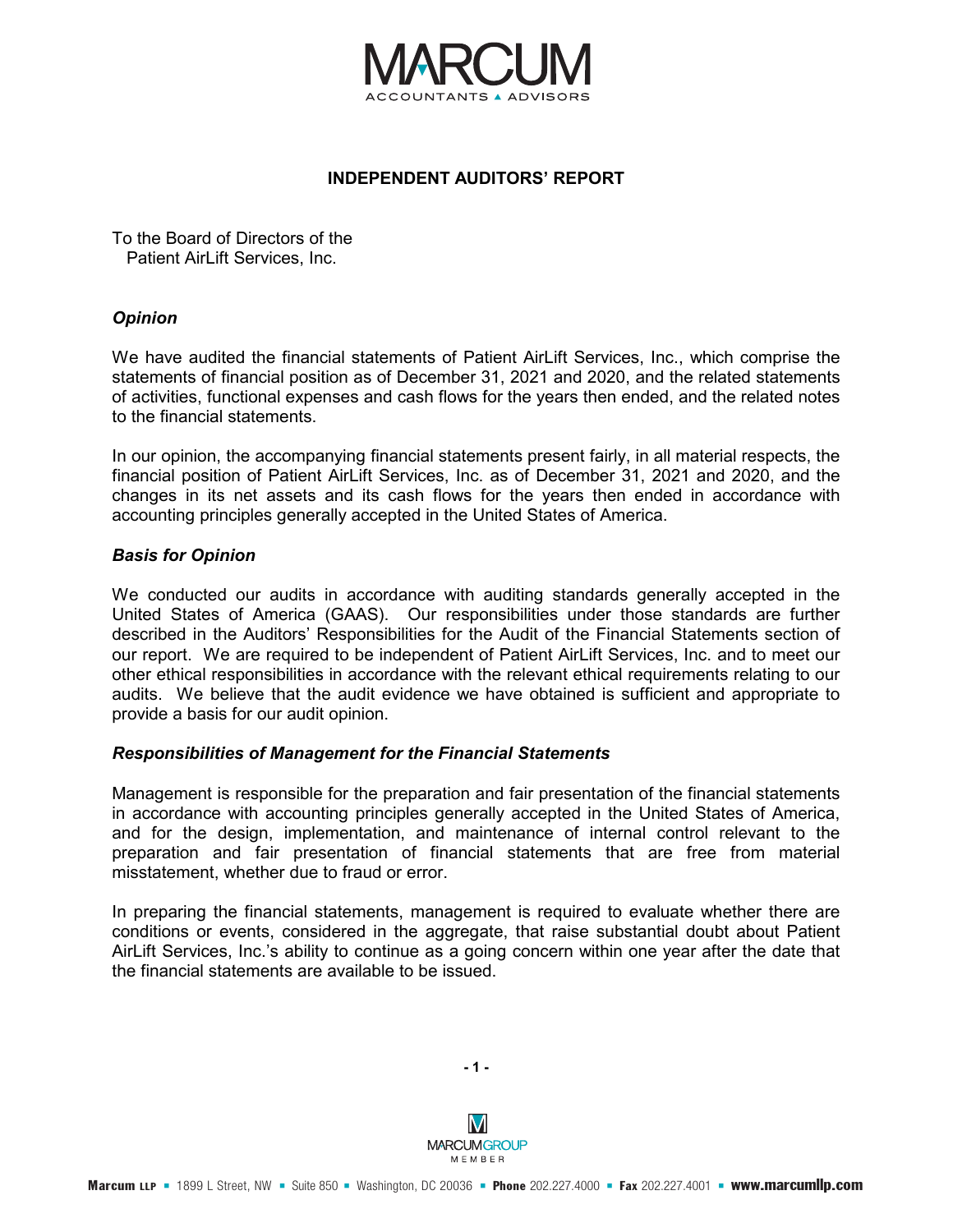# INDEPENDENT AUDITORS' REPORT

To the Board of Directors of the
Patient AirLift Services, Inc.

### *Opinion*

We have audited the financial statements of Patient AirLift Services, Inc., which comprise the statements of financial position as of December 31, 2021 and 2020, and the related statements of activities, functional expenses and cash flows for the years then ended, and the related notes to the financial statements.

In our opinion, the accompanying financial statements present fairly, in all material respects, the financial position of Patient AirLift Services, Inc. as of December 31, 2021 and 2020, and the changes in its net assets and its cash flows for the years then ended in accordance with accounting principles generally accepted in the United States of America.

### *Basis for Opinion*

We conducted our audits in accordance with auditing standards generally accepted in the United States of America (GAAS). Our responsibilities under those standards are further described in the Auditors' Responsibilities for the Audit of the Financial Statements section of our report. We are required to be independent of Patient AirLift Services, Inc. and to meet our other ethical responsibilities in accordance with the relevant ethical requirements relating to our audits. We believe that the audit evidence we have obtained is sufficient and appropriate to provide a basis for our audit opinion.

### *Responsibilities of Management for the Financial Statements*

Management is responsible for the preparation and fair presentation of the financial statements in accordance with accounting principles generally accepted in the United States of America, and for the design, implementation, and maintenance of internal control relevant to the preparation and fair presentation of financial statements that are free from material misstatement, whether due to fraud or error.

In preparing the financial statements, management is required to evaluate whether there are conditions or events, considered in the aggregate, that raise substantial doubt about Patient AirLift Services, Inc.'s ability to continue as a going concern within one year after the date that the financial statements are available to be issued.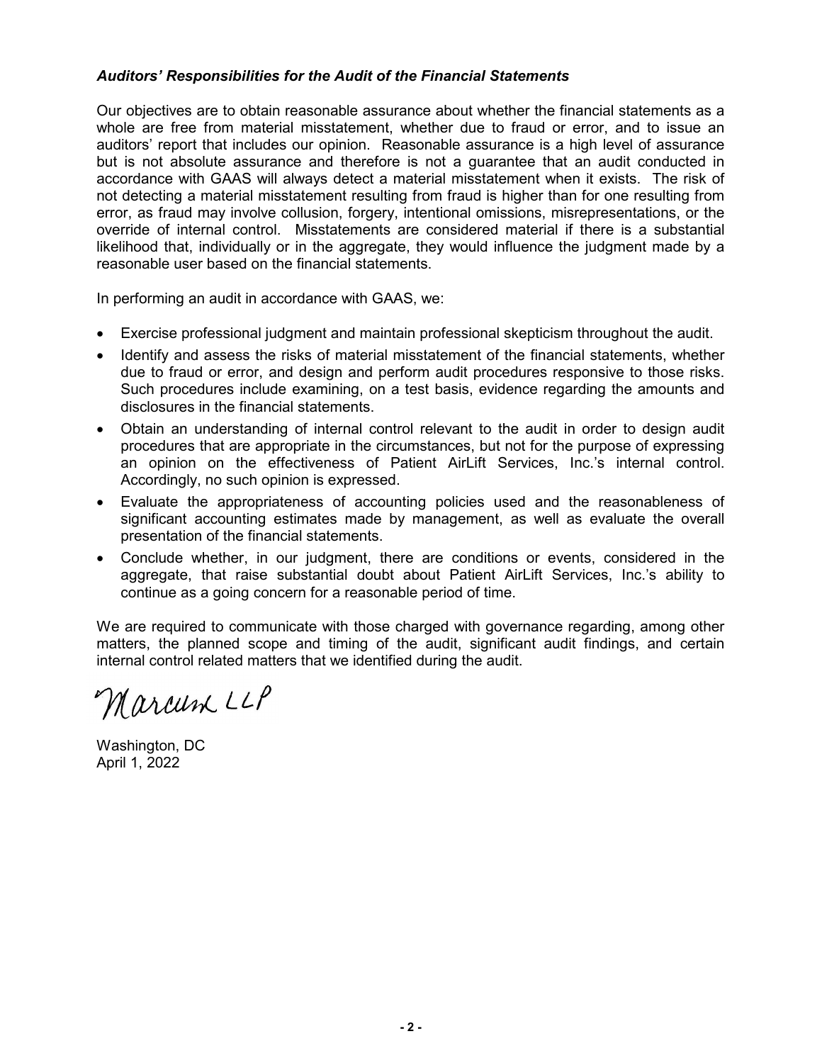### *Auditors' Responsibilities for the Audit of the Financial Statements*

Our objectives are to obtain reasonable assurance about whether the financial statements as a whole are free from material misstatement, whether due to fraud or error, and to issue an auditors' report that includes our opinion. Reasonable assurance is a high level of assurance but is not absolute assurance and therefore is not a guarantee that an audit conducted in accordance with GAAS will always detect a material misstatement when it exists. The risk of not detecting a material misstatement resulting from fraud is higher than for one resulting from error, as fraud may involve collusion, forgery, intentional omissions, misrepresentations, or the override of internal control. Misstatements are considered material if there is a substantial likelihood that, individually or in the aggregate, they would influence the judgment made by a reasonable user based on the financial statements.

In performing an audit in accordance with GAAS, we:

- Exercise professional judgment and maintain professional skepticism throughout the audit.
- Identify and assess the risks of material misstatement of the financial statements, whether due to fraud or error, and design and perform audit procedures responsive to those risks. Such procedures include examining, on a test basis, evidence regarding the amounts and disclosures in the financial statements.
- Obtain an understanding of internal control relevant to the audit in order to design audit procedures that are appropriate in the circumstances, but not for the purpose of expressing an opinion on the effectiveness of Patient AirLift Services, Inc.'s internal control. Accordingly, no such opinion is expressed.
- Evaluate the appropriateness of accounting policies used and the reasonableness of significant accounting estimates made by management, as well as evaluate the overall presentation of the financial statements.
- Conclude whether, in our judgment, there are conditions or events, considered in the aggregate, that raise substantial doubt about Patient AirLift Services, Inc.'s ability to continue as a going concern for a reasonable period of time.

We are required to communicate with those charged with governance regarding, among other matters, the planned scope and timing of the audit, significant audit findings, and certain internal control related matters that we identified during the audit.

Marcum LLP

Washington, DC
April 1, 2022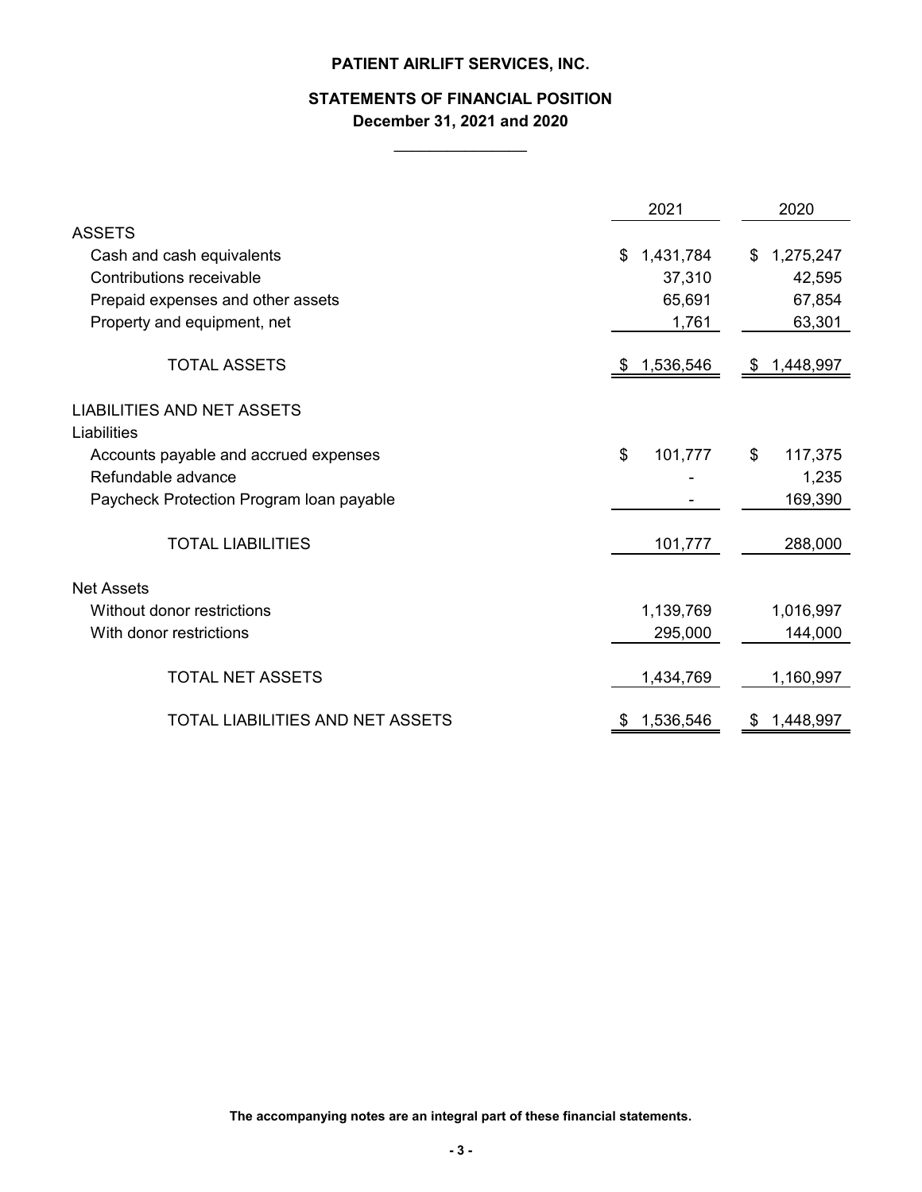# PATIENT AIRLIFT SERVICES, INC.

## STATEMENTS OF FINANCIAL POSITION

### December 31, 2021 and 2020

| | 2021 | 2020 |
|---|---|---|
| **ASSETS** | | |
| Cash and cash equivalents | $ 1,431,784 | $ 1,275,247 |
| Contributions receivable | 37,310 | 42,595 |
| Prepaid expenses and other assets | 65,691 | 67,854 |
| Property and equipment, net | 1,761 | 63,301 |
| TOTAL ASSETS | $ 1,536,546 | $ 1,448,997 |
| **LIABILITIES AND NET ASSETS** | | |
| Liabilities | | |
| Accounts payable and accrued expenses | $ 101,777 | $ 117,375 |
| Refundable advance | - | 1,235 |
| Paycheck Protection Program loan payable | - | 169,390 |
| TOTAL LIABILITIES | 101,777 | 288,000 |
| Net Assets | | |
| Without donor restrictions | 1,139,769 | 1,016,997 |
| With donor restrictions | 295,000 | 144,000 |
| TOTAL NET ASSETS | 1,434,769 | 1,160,997 |
| TOTAL LIABILITIES AND NET ASSETS | $ 1,536,546 | $ 1,448,997 |

**The accompanying notes are an integral part of these financial statements.**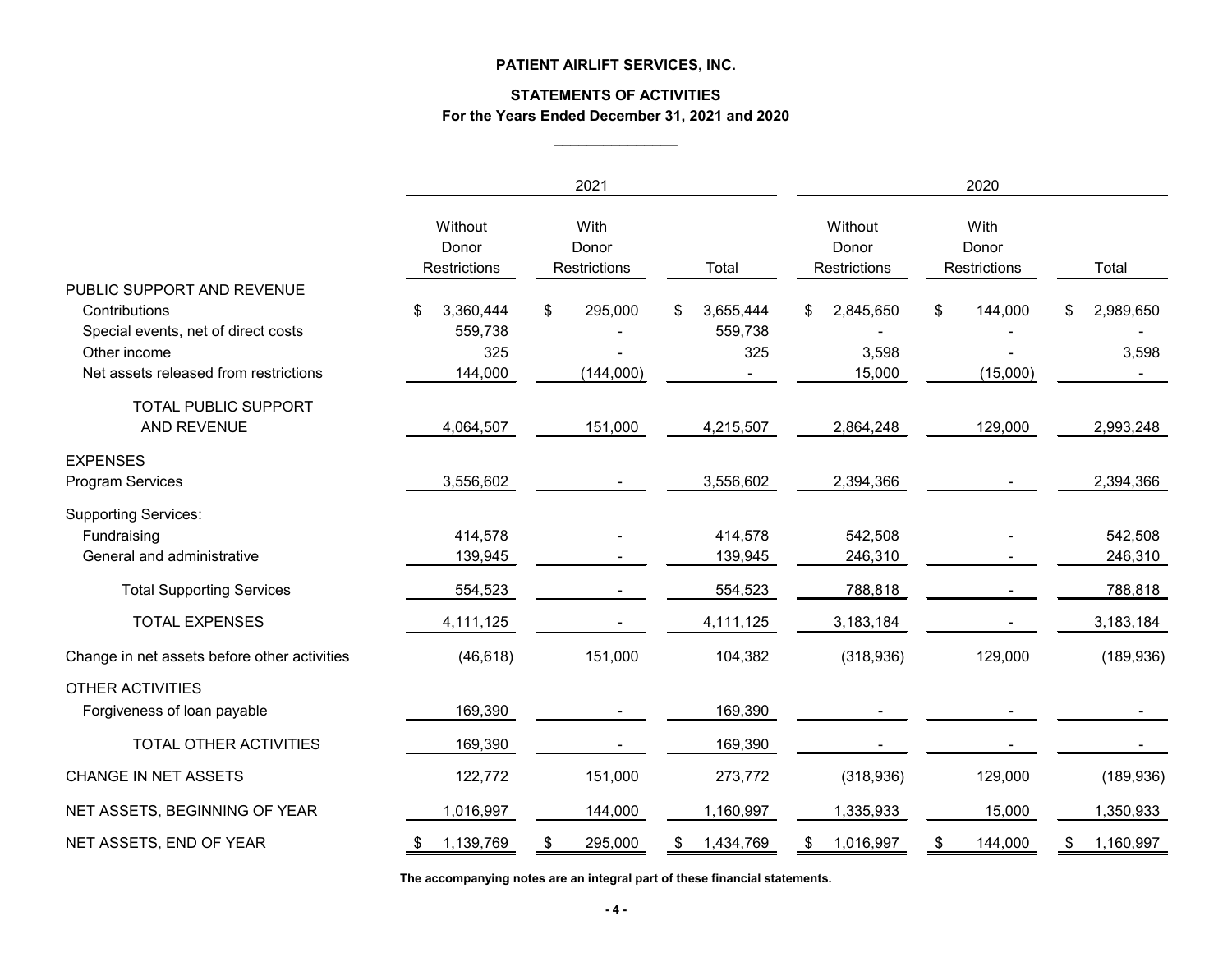**PATIENT AIRLIFT SERVICES, INC.**

**STATEMENTS OF ACTIVITIES**

**For the Years Ended December 31, 2021 and 2020**

| | 2021 | | | 2020 | | |
|---|---|---|---|---|---|---|
| | Without Donor Restrictions | With Donor Restrictions | Total | Without Donor Restrictions | With Donor Restrictions | Total |
| PUBLIC SUPPORT AND REVENUE | | | | | | |
| Contributions | $ 3,360,444 | $ 295,000 | $ 3,655,444 | $ 2,845,650 | $ 144,000 | $ 2,989,650 |
| Special events, net of direct costs | 559,738 | - | 559,738 | - | - | - |
| Other income | 325 | - | 325 | 3,598 | - | 3,598 |
| Net assets released from restrictions | 144,000 | (144,000) | - | 15,000 | (15,000) | - |
| TOTAL PUBLIC SUPPORT AND REVENUE | 4,064,507 | 151,000 | 4,215,507 | 2,864,248 | 129,000 | 2,993,248 |
| EXPENSES | | | | | | |
| Program Services | 3,556,602 | - | 3,556,602 | 2,394,366 | - | 2,394,366 |
| Supporting Services: | | | | | | |
| Fundraising | 414,578 | - | 414,578 | 542,508 | - | 542,508 |
| General and administrative | 139,945 | - | 139,945 | 246,310 | - | 246,310 |
| Total Supporting Services | 554,523 | - | 554,523 | 788,818 | - | 788,818 |
| TOTAL EXPENSES | 4,111,125 | - | 4,111,125 | 3,183,184 | - | 3,183,184 |
| Change in net assets before other activities | (46,618) | 151,000 | 104,382 | (318,936) | 129,000 | (189,936) |
| OTHER ACTIVITIES | | | | | | |
| Forgiveness of loan payable | 169,390 | - | 169,390 | - | - | - |
| TOTAL OTHER ACTIVITIES | 169,390 | - | 169,390 | - | - | - |
| CHANGE IN NET ASSETS | 122,772 | 151,000 | 273,772 | (318,936) | 129,000 | (189,936) |
| NET ASSETS, BEGINNING OF YEAR | 1,016,997 | 144,000 | 1,160,997 | 1,335,933 | 15,000 | 1,350,933 |
| NET ASSETS, END OF YEAR | $ 1,139,769 | $ 295,000 | $ 1,434,769 | $ 1,016,997 | $ 144,000 | $ 1,160,997 |

**The accompanying notes are an integral part of these financial statements.**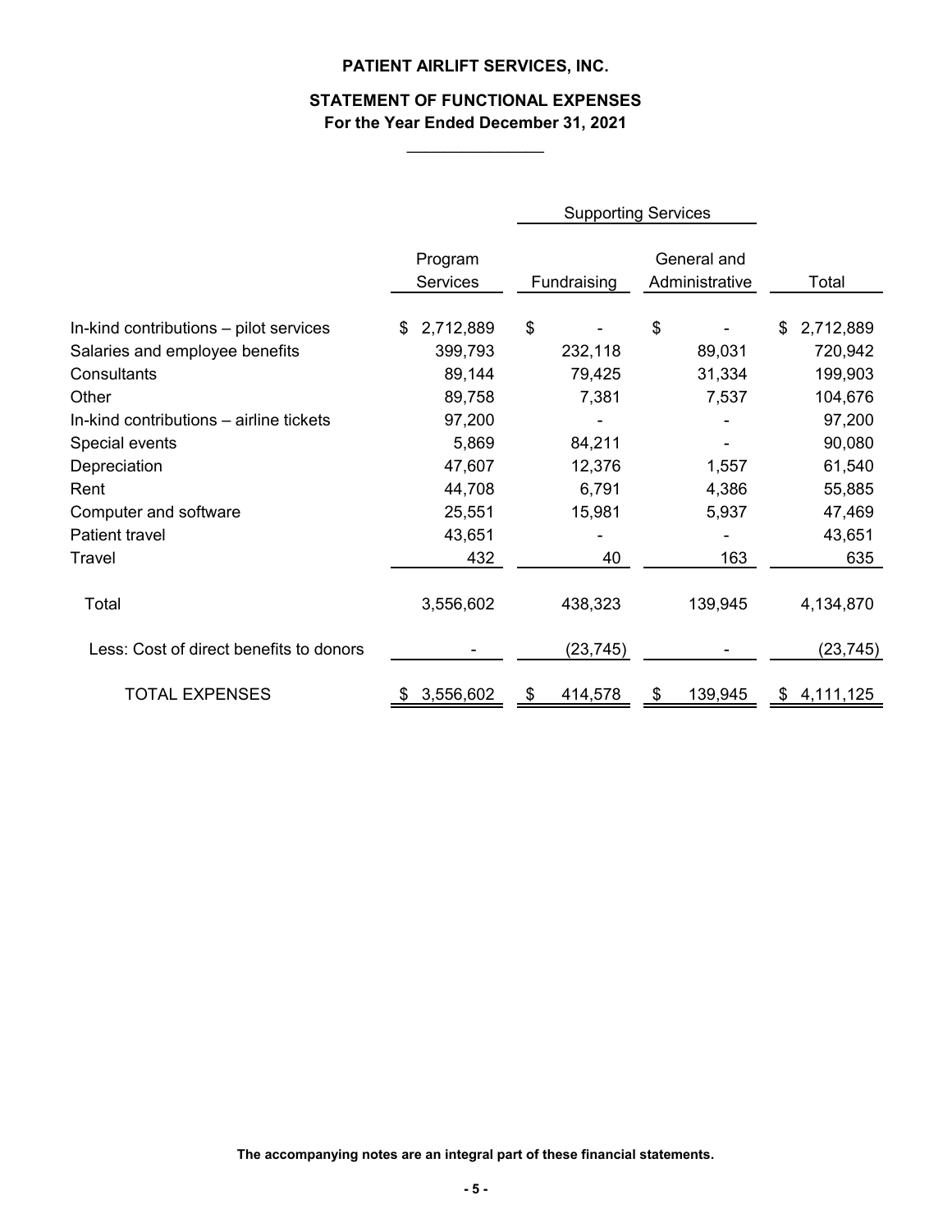# PATIENT AIRLIFT SERVICES, INC.

## STATEMENT OF FUNCTIONAL EXPENSES

### For the Year Ended December 31, 2021

| | | Supporting Services | | |
|---|---|---|---|---|
| | Program Services | Fundraising | General and Administrative | Total |
| In-kind contributions – pilot services | $ 2,712,889 | $ - | $ - | $ 2,712,889 |
| Salaries and employee benefits | 399,793 | 232,118 | 89,031 | 720,942 |
| Consultants | 89,144 | 79,425 | 31,334 | 199,903 |
| Other | 89,758 | 7,381 | 7,537 | 104,676 |
| In-kind contributions – airline tickets | 97,200 | - | - | 97,200 |
| Special events | 5,869 | 84,211 | - | 90,080 |
| Depreciation | 47,607 | 12,376 | 1,557 | 61,540 |
| Rent | 44,708 | 6,791 | 4,386 | 55,885 |
| Computer and software | 25,551 | 15,981 | 5,937 | 47,469 |
| Patient travel | 43,651 | - | - | 43,651 |
| Travel | 432 | 40 | 163 | 635 |
| Total | 3,556,602 | 438,323 | 139,945 | 4,134,870 |
| Less: Cost of direct benefits to donors | - | (23,745) | - | (23,745) |
| TOTAL EXPENSES | $ 3,556,602 | $ 414,578 | $ 139,945 | $ 4,111,125 |

**The accompanying notes are an integral part of these financial statements.**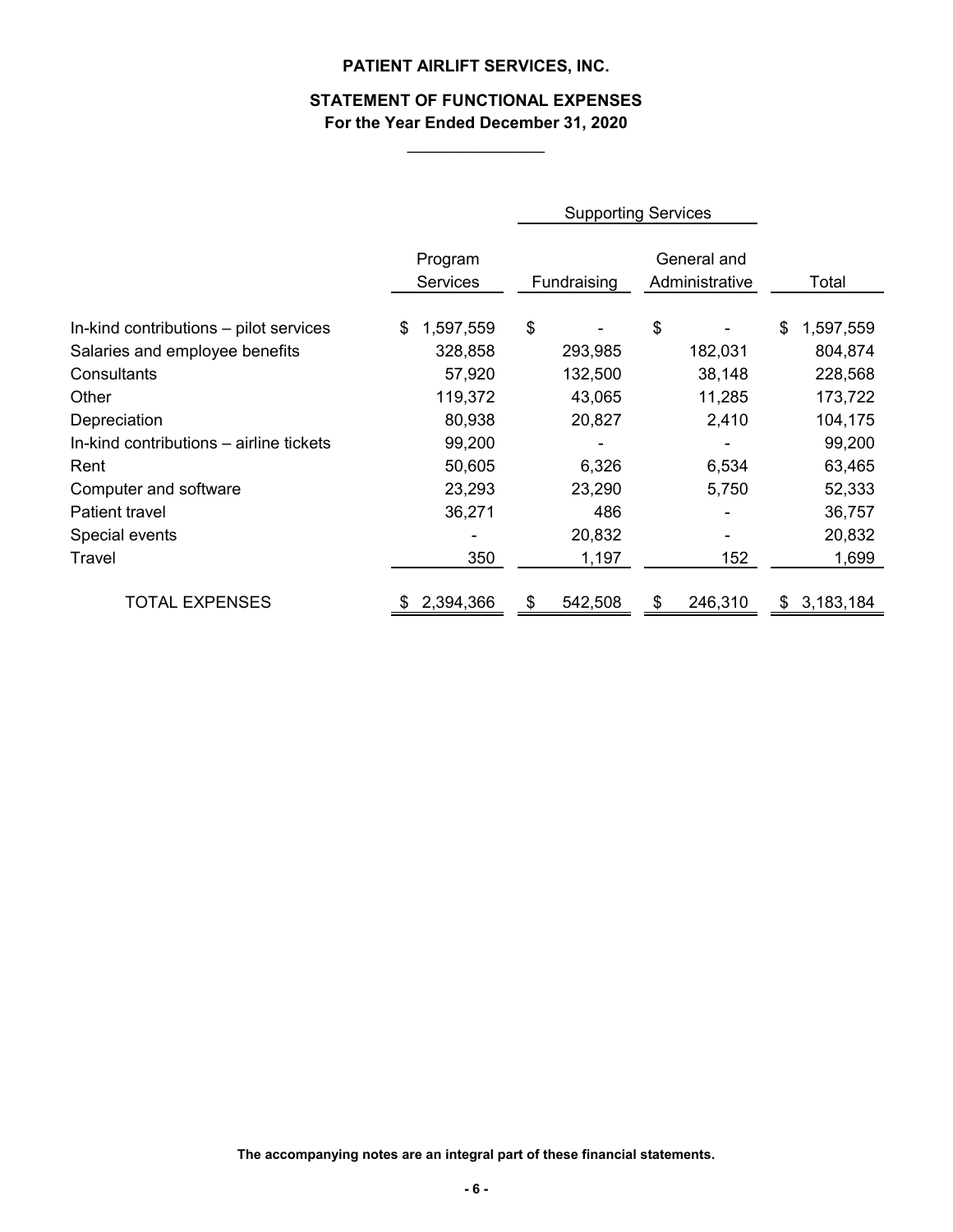# PATIENT AIRLIFT SERVICES, INC.

## STATEMENT OF FUNCTIONAL EXPENSES

### For the Year Ended December 31, 2020

| | | Supporting Services | | |
|---|---|---|---|---|
| | Program Services | Fundraising | General and Administrative | Total |
| In-kind contributions – pilot services | $ 1,597,559 | $ - | $ - | $ 1,597,559 |
| Salaries and employee benefits | 328,858 | 293,985 | 182,031 | 804,874 |
| Consultants | 57,920 | 132,500 | 38,148 | 228,568 |
| Other | 119,372 | 43,065 | 11,285 | 173,722 |
| Depreciation | 80,938 | 20,827 | 2,410 | 104,175 |
| In-kind contributions – airline tickets | 99,200 | - | - | 99,200 |
| Rent | 50,605 | 6,326 | 6,534 | 63,465 |
| Computer and software | 23,293 | 23,290 | 5,750 | 52,333 |
| Patient travel | 36,271 | 486 | - | 36,757 |
| Special events | - | 20,832 | - | 20,832 |
| Travel | 350 | 1,197 | 152 | 1,699 |
| TOTAL EXPENSES | $ 2,394,366 | $ 542,508 | $ 246,310 | $ 3,183,184 |

**The accompanying notes are an integral part of these financial statements.**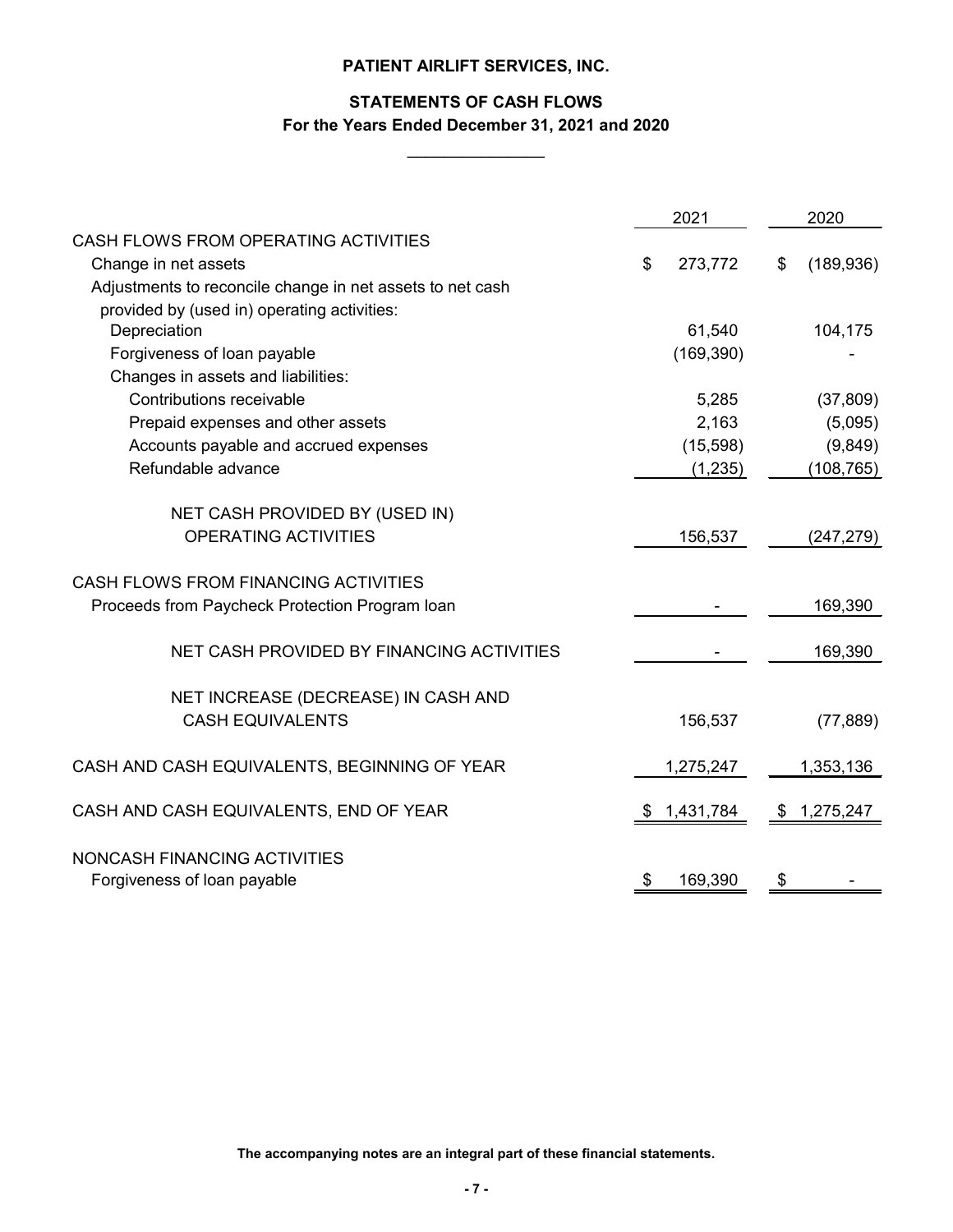**PATIENT AIRLIFT SERVICES, INC.**

**STATEMENTS OF CASH FLOWS**
**For the Years Ended December 31, 2021 and 2020**

| | 2021 | 2020 |
|---|---|---|
| CASH FLOWS FROM OPERATING ACTIVITIES | | |
| Change in net assets | $ 273,772 | $ (189,936) |
| Adjustments to reconcile change in net assets to net cash provided by (used in) operating activities: | | |
| Depreciation | 61,540 | 104,175 |
| Forgiveness of loan payable | (169,390) | - |
| Changes in assets and liabilities: | | |
| Contributions receivable | 5,285 | (37,809) |
| Prepaid expenses and other assets | 2,163 | (5,095) |
| Accounts payable and accrued expenses | (15,598) | (9,849) |
| Refundable advance | (1,235) | (108,765) |
| NET CASH PROVIDED BY (USED IN) OPERATING ACTIVITIES | 156,537 | (247,279) |
| CASH FLOWS FROM FINANCING ACTIVITIES | | |
| Proceeds from Paycheck Protection Program loan | - | 169,390 |
| NET CASH PROVIDED BY FINANCING ACTIVITIES | - | 169,390 |
| NET INCREASE (DECREASE) IN CASH AND CASH EQUIVALENTS | 156,537 | (77,889) |
| CASH AND CASH EQUIVALENTS, BEGINNING OF YEAR | 1,275,247 | 1,353,136 |
| CASH AND CASH EQUIVALENTS, END OF YEAR | $ 1,431,784 | $ 1,275,247 |
| NONCASH FINANCING ACTIVITIES | | |
| Forgiveness of loan payable | $ 169,390 | $ - |

**The accompanying notes are an integral part of these financial statements.**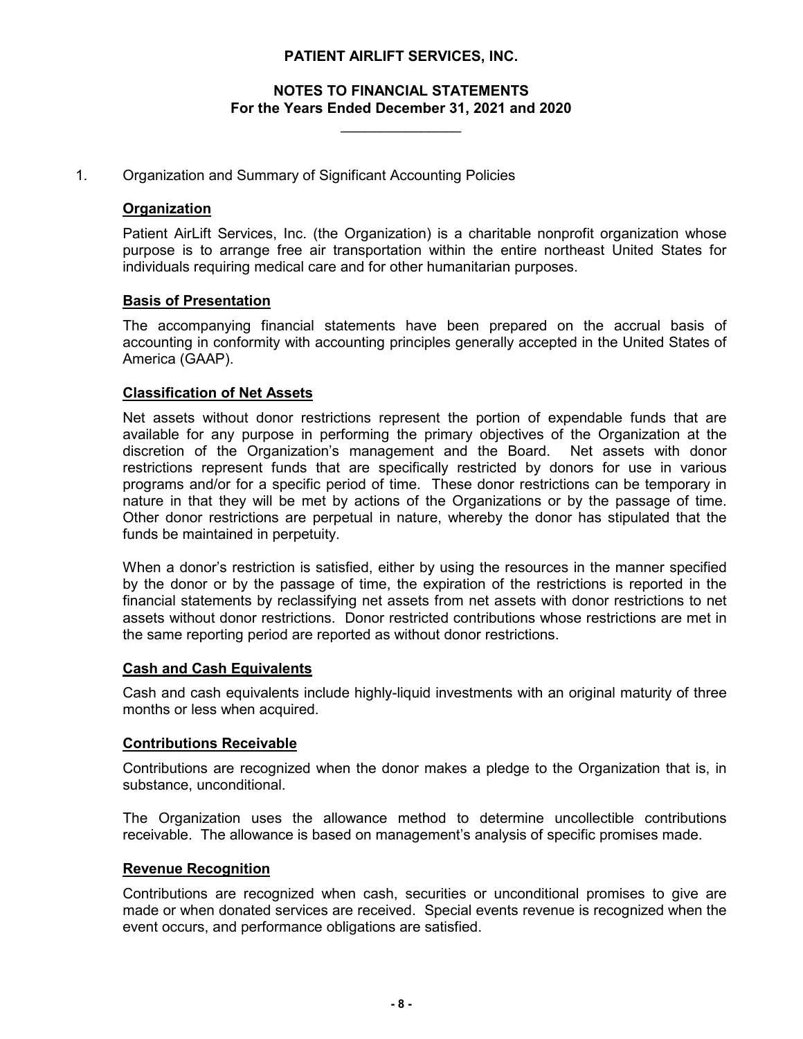# PATIENT AIRLIFT SERVICES, INC.

## NOTES TO FINANCIAL STATEMENTS
## For the Years Ended December 31, 2021 and 2020

1. Organization and Summary of Significant Accounting Policies

### Organization

Patient AirLift Services, Inc. (the Organization) is a charitable nonprofit organization whose purpose is to arrange free air transportation within the entire northeast United States for individuals requiring medical care and for other humanitarian purposes.

### Basis of Presentation

The accompanying financial statements have been prepared on the accrual basis of accounting in conformity with accounting principles generally accepted in the United States of America (GAAP).

### Classification of Net Assets

Net assets without donor restrictions represent the portion of expendable funds that are available for any purpose in performing the primary objectives of the Organization at the discretion of the Organization's management and the Board. Net assets with donor restrictions represent funds that are specifically restricted by donors for use in various programs and/or for a specific period of time. These donor restrictions can be temporary in nature in that they will be met by actions of the Organizations or by the passage of time. Other donor restrictions are perpetual in nature, whereby the donor has stipulated that the funds be maintained in perpetuity.

When a donor's restriction is satisfied, either by using the resources in the manner specified by the donor or by the passage of time, the expiration of the restrictions is reported in the financial statements by reclassifying net assets from net assets with donor restrictions to net assets without donor restrictions. Donor restricted contributions whose restrictions are met in the same reporting period are reported as without donor restrictions.

### Cash and Cash Equivalents

Cash and cash equivalents include highly-liquid investments with an original maturity of three months or less when acquired.

### Contributions Receivable

Contributions are recognized when the donor makes a pledge to the Organization that is, in substance, unconditional.

The Organization uses the allowance method to determine uncollectible contributions receivable. The allowance is based on management's analysis of specific promises made.

### Revenue Recognition

Contributions are recognized when cash, securities or unconditional promises to give are made or when donated services are received. Special events revenue is recognized when the event occurs, and performance obligations are satisfied.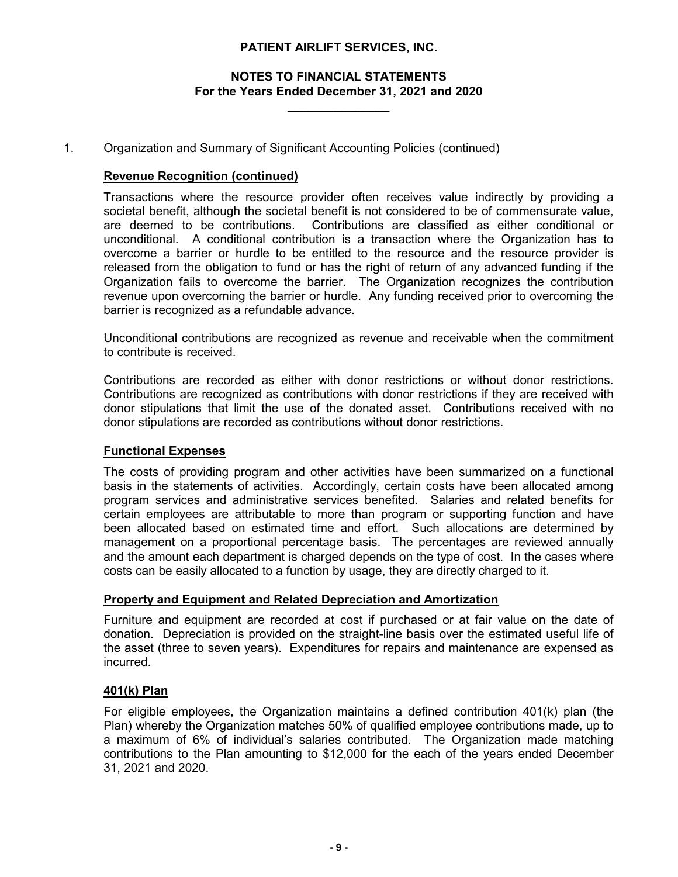# PATIENT AIRLIFT SERVICES, INC.

## NOTES TO FINANCIAL STATEMENTS
## For the Years Ended December 31, 2021 and 2020

1. Organization and Summary of Significant Accounting Policies (continued)

**Revenue Recognition (continued)**

Transactions where the resource provider often receives value indirectly by providing a societal benefit, although the societal benefit is not considered to be of commensurate value, are deemed to be contributions. Contributions are classified as either conditional or unconditional. A conditional contribution is a transaction where the Organization has to overcome a barrier or hurdle to be entitled to the resource and the resource provider is released from the obligation to fund or has the right of return of any advanced funding if the Organization fails to overcome the barrier. The Organization recognizes the contribution revenue upon overcoming the barrier or hurdle. Any funding received prior to overcoming the barrier is recognized as a refundable advance.

Unconditional contributions are recognized as revenue and receivable when the commitment to contribute is received.

Contributions are recorded as either with donor restrictions or without donor restrictions. Contributions are recognized as contributions with donor restrictions if they are received with donor stipulations that limit the use of the donated asset. Contributions received with no donor stipulations are recorded as contributions without donor restrictions.

**Functional Expenses**

The costs of providing program and other activities have been summarized on a functional basis in the statements of activities. Accordingly, certain costs have been allocated among program services and administrative services benefited. Salaries and related benefits for certain employees are attributable to more than program or supporting function and have been allocated based on estimated time and effort. Such allocations are determined by management on a proportional percentage basis. The percentages are reviewed annually and the amount each department is charged depends on the type of cost. In the cases where costs can be easily allocated to a function by usage, they are directly charged to it.

**Property and Equipment and Related Depreciation and Amortization**

Furniture and equipment are recorded at cost if purchased or at fair value on the date of donation. Depreciation is provided on the straight-line basis over the estimated useful life of the asset (three to seven years). Expenditures for repairs and maintenance are expensed as incurred.

**401(k) Plan**

For eligible employees, the Organization maintains a defined contribution 401(k) plan (the Plan) whereby the Organization matches 50% of qualified employee contributions made, up to a maximum of 6% of individual's salaries contributed. The Organization made matching contributions to the Plan amounting to $12,000 for the each of the years ended December 31, 2021 and 2020.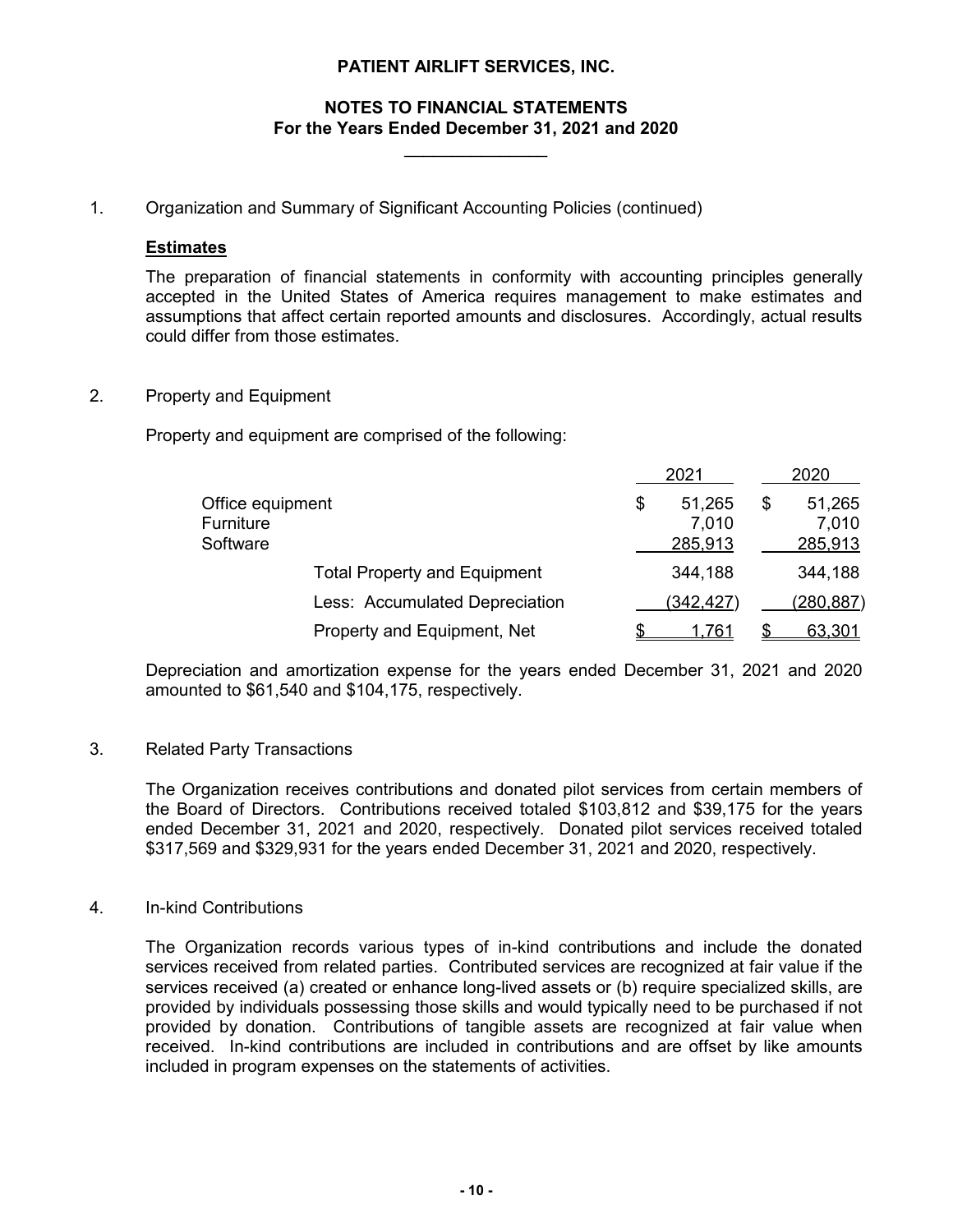# PATIENT AIRLIFT SERVICES, INC.

## NOTES TO FINANCIAL STATEMENTS
## For the Years Ended December 31, 2021 and 2020

1. Organization and Summary of Significant Accounting Policies (continued)

**Estimates**

The preparation of financial statements in conformity with accounting principles generally accepted in the United States of America requires management to make estimates and assumptions that affect certain reported amounts and disclosures. Accordingly, actual results could differ from those estimates.

2. Property and Equipment

Property and equipment are comprised of the following:

| | 2021 | 2020 |
|---|---|---|
| Office equipment | $ 51,265 | $ 51,265 |
| Furniture | 7,010 | 7,010 |
| Software | 285,913 | 285,913 |
| Total Property and Equipment | 344,188 | 344,188 |
| Less: Accumulated Depreciation | (342,427) | (280,887) |
| Property and Equipment, Net | $ 1,761 | $ 63,301 |

Depreciation and amortization expense for the years ended December 31, 2021 and 2020 amounted to $61,540 and $104,175, respectively.

3. Related Party Transactions

The Organization receives contributions and donated pilot services from certain members of the Board of Directors. Contributions received totaled $103,812 and $39,175 for the years ended December 31, 2021 and 2020, respectively. Donated pilot services received totaled $317,569 and $329,931 for the years ended December 31, 2021 and 2020, respectively.

4. In-kind Contributions

The Organization records various types of in-kind contributions and include the donated services received from related parties. Contributed services are recognized at fair value if the services received (a) created or enhance long-lived assets or (b) require specialized skills, are provided by individuals possessing those skills and would typically need to be purchased if not provided by donation. Contributions of tangible assets are recognized at fair value when received. In-kind contributions are included in contributions and are offset by like amounts included in program expenses on the statements of activities.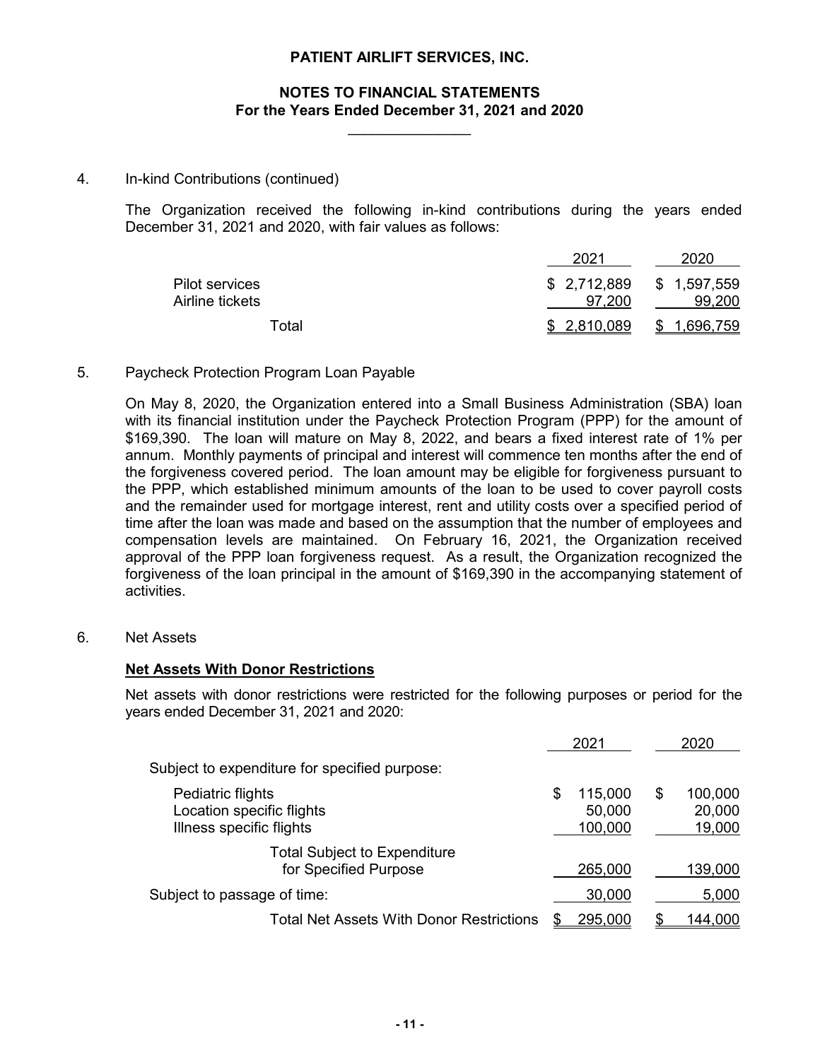**PATIENT AIRLIFT SERVICES, INC.**

**NOTES TO FINANCIAL STATEMENTS**
**For the Years Ended December 31, 2021 and 2020**

4. In-kind Contributions (continued)

The Organization received the following in-kind contributions during the years ended December 31, 2021 and 2020, with fair values as follows:

| | 2021 | 2020 |
|---|---|---|
| Pilot services | $ 2,712,889 | $ 1,597,559 |
| Airline tickets | 97,200 | 99,200 |
| Total | $ 2,810,089 | $ 1,696,759 |

5. Paycheck Protection Program Loan Payable

On May 8, 2020, the Organization entered into a Small Business Administration (SBA) loan with its financial institution under the Paycheck Protection Program (PPP) for the amount of $169,390. The loan will mature on May 8, 2022, and bears a fixed interest rate of 1% per annum. Monthly payments of principal and interest will commence ten months after the end of the forgiveness covered period. The loan amount may be eligible for forgiveness pursuant to the PPP, which established minimum amounts of the loan to be used to cover payroll costs and the remainder used for mortgage interest, rent and utility costs over a specified period of time after the loan was made and based on the assumption that the number of employees and compensation levels are maintained. On February 16, 2021, the Organization received approval of the PPP loan forgiveness request. As a result, the Organization recognized the forgiveness of the loan principal in the amount of $169,390 in the accompanying statement of activities.

6. Net Assets

**Net Assets With Donor Restrictions**

Net assets with donor restrictions were restricted for the following purposes or period for the years ended December 31, 2021 and 2020:

| | 2021 | 2020 |
|---|---|---|
| Subject to expenditure for specified purpose: | | |
| Pediatric flights | $ 115,000 | $ 100,000 |
| Location specific flights | 50,000 | 20,000 |
| Illness specific flights | 100,000 | 19,000 |
| Total Subject to Expenditure for Specified Purpose | 265,000 | 139,000 |
| Subject to passage of time: | 30,000 | 5,000 |
| Total Net Assets With Donor Restrictions | $ 295,000 | $ 144,000 |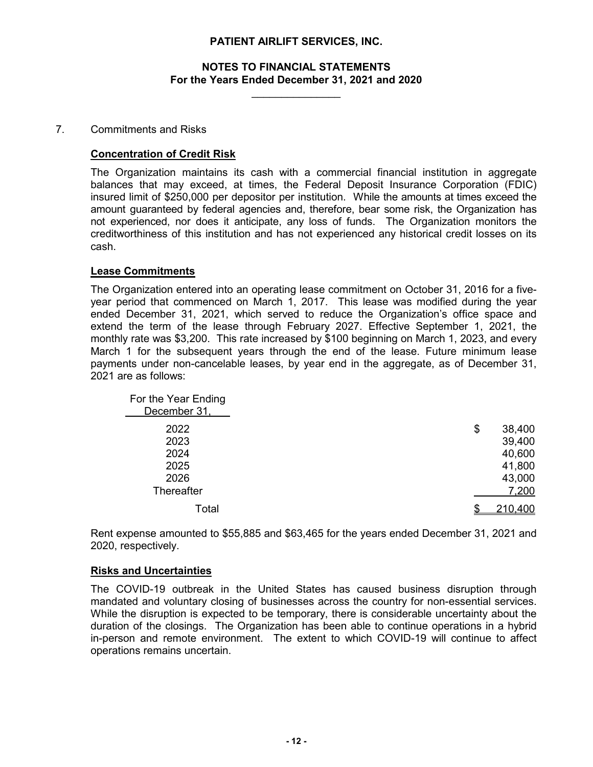# PATIENT AIRLIFT SERVICES, INC.

## NOTES TO FINANCIAL STATEMENTS
## For the Years Ended December 31, 2021 and 2020

7. Commitments and Risks

**Concentration of Credit Risk**

The Organization maintains its cash with a commercial financial institution in aggregate balances that may exceed, at times, the Federal Deposit Insurance Corporation (FDIC) insured limit of $250,000 per depositor per institution. While the amounts at times exceed the amount guaranteed by federal agencies and, therefore, bear some risk, the Organization has not experienced, nor does it anticipate, any loss of funds. The Organization monitors the creditworthiness of this institution and has not experienced any historical credit losses on its cash.

**Lease Commitments**

The Organization entered into an operating lease commitment on October 31, 2016 for a five-year period that commenced on March 1, 2017. This lease was modified during the year ended December 31, 2021, which served to reduce the Organization's office space and extend the term of the lease through February 2027. Effective September 1, 2021, the monthly rate was $3,200. This rate increased by $100 beginning on March 1, 2023, and every March 1 for the subsequent years through the end of the lease. Future minimum lease payments under non-cancelable leases, by year end in the aggregate, as of December 31, 2021 are as follows:

| For the Year Ending December 31, | |
|---|---|
| 2022 | $ 38,400 |
| 2023 | 39,400 |
| 2024 | 40,600 |
| 2025 | 41,800 |
| 2026 | 43,000 |
| Thereafter | 7,200 |
| Total | $ 210,400 |

Rent expense amounted to $55,885 and $63,465 for the years ended December 31, 2021 and 2020, respectively.

**Risks and Uncertainties**

The COVID-19 outbreak in the United States has caused business disruption through mandated and voluntary closing of businesses across the country for non-essential services. While the disruption is expected to be temporary, there is considerable uncertainty about the duration of the closings. The Organization has been able to continue operations in a hybrid in-person and remote environment. The extent to which COVID-19 will continue to affect operations remains uncertain.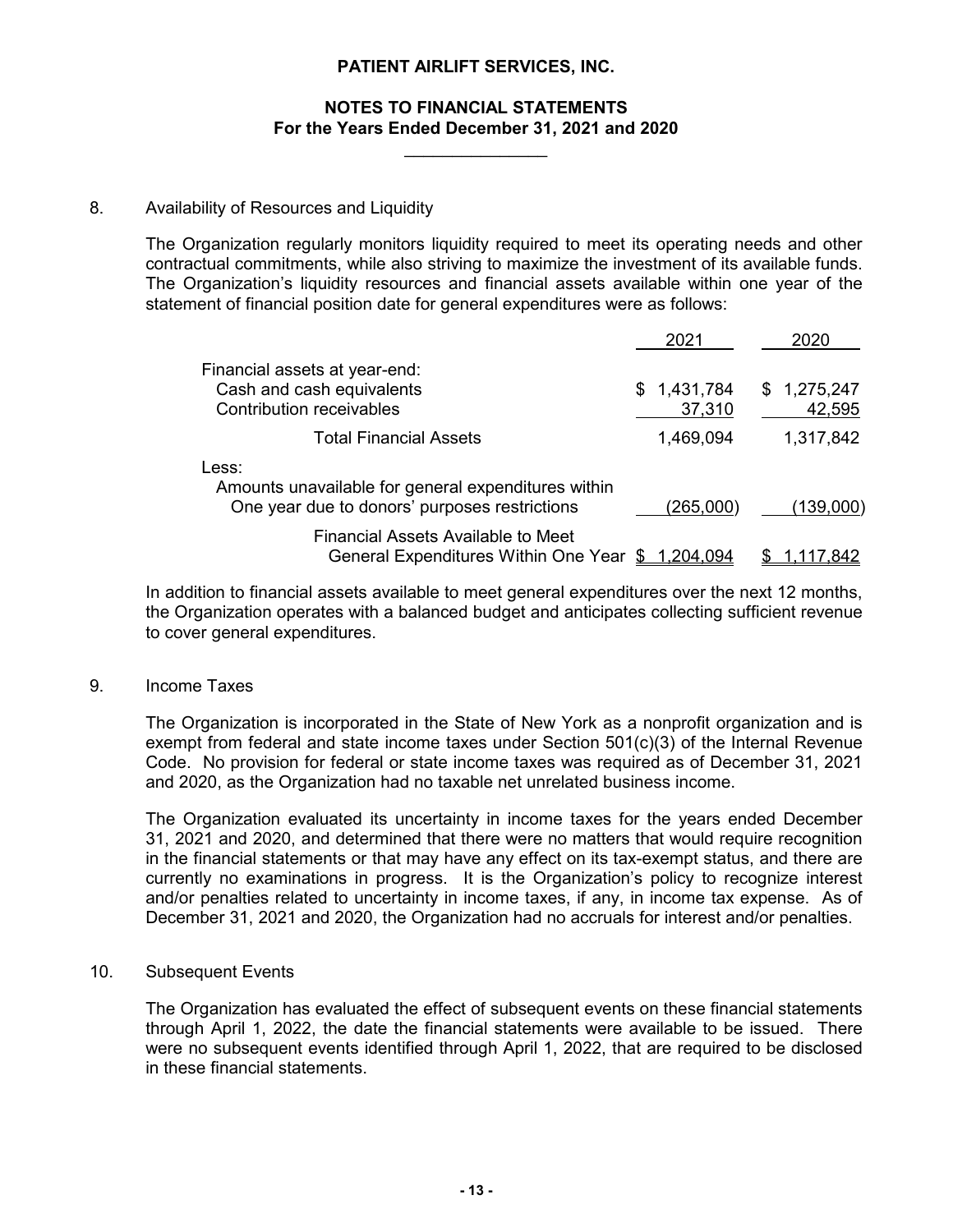# PATIENT AIRLIFT SERVICES, INC.

## NOTES TO FINANCIAL STATEMENTS
### For the Years Ended December 31, 2021 and 2020

8. Availability of Resources and Liquidity

The Organization regularly monitors liquidity required to meet its operating needs and other contractual commitments, while also striving to maximize the investment of its available funds. The Organization's liquidity resources and financial assets available within one year of the statement of financial position date for general expenditures were as follows:

| | 2021 | 2020 |
|---|---|---|
| Financial assets at year-end: | | |
| Cash and cash equivalents | $ 1,431,784 | $ 1,275,247 |
| Contribution receivables | 37,310 | 42,595 |
| Total Financial Assets | 1,469,094 | 1,317,842 |
| Less: | | |
| Amounts unavailable for general expenditures within One year due to donors' purposes restrictions | (265,000) | (139,000) |
| Financial Assets Available to Meet General Expenditures Within One Year | $ 1,204,094 | $ 1,117,842 |

In addition to financial assets available to meet general expenditures over the next 12 months, the Organization operates with a balanced budget and anticipates collecting sufficient revenue to cover general expenditures.

9. Income Taxes

The Organization is incorporated in the State of New York as a nonprofit organization and is exempt from federal and state income taxes under Section 501(c)(3) of the Internal Revenue Code. No provision for federal or state income taxes was required as of December 31, 2021 and 2020, as the Organization had no taxable net unrelated business income.

The Organization evaluated its uncertainty in income taxes for the years ended December 31, 2021 and 2020, and determined that there were no matters that would require recognition in the financial statements or that may have any effect on its tax-exempt status, and there are currently no examinations in progress. It is the Organization's policy to recognize interest and/or penalties related to uncertainty in income taxes, if any, in income tax expense. As of December 31, 2021 and 2020, the Organization had no accruals for interest and/or penalties.

10. Subsequent Events

The Organization has evaluated the effect of subsequent events on these financial statements through April 1, 2022, the date the financial statements were available to be issued. There were no subsequent events identified through April 1, 2022, that are required to be disclosed in these financial statements.